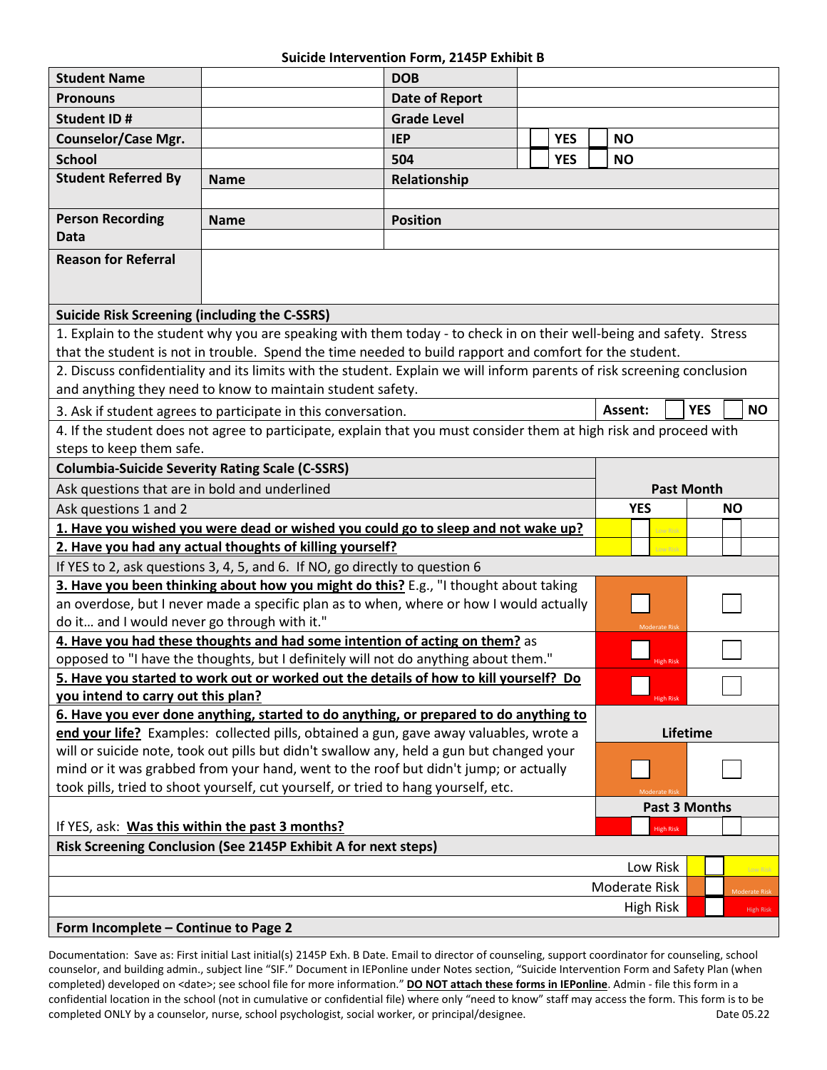# Suicide Intervention Form, 2145P Exhibit B

| Student Name | | DOB | |
|---|---|---|---|
| Pronouns | | Date of Report | |
| Student ID # | | Grade Level | |
| Counselor/Case Mgr. | | IEP | ☐ YES ☐ NO |
| School | | 504 | ☐ YES ☐ NO |
| Student Referred By | Name | Relationship | |
| | | | |
| Person Recording Data | Name | Position | |
| | | | |
| Reason for Referral | | | |

**Suicide Risk Screening (including the C-SSRS)**

1. Explain to the student why you are speaking with them today - to check in on their well-being and safety. Stress that the student is not in trouble. Spend the time needed to build rapport and comfort for the student.
2. Discuss confidentiality and its limits with the student. Explain we will inform parents of risk screening conclusion and anything they need to know to maintain student safety.
3. Ask if student agrees to participate in this conversation. **Assent:** ☐ **YES** ☐ **NO**
4. If the student does not agree to participate, explain that you must consider them at high risk and proceed with steps to keep them safe.

| **Columbia-Suicide Severity Rating Scale (C-SSRS)** | | |
|---|---|---|
| Ask questions that are in bold and underlined | **Past Month** | |
| Ask questions 1 and 2 | **YES** | **NO** |
| **1. Have you wished you were dead or wished you could go to sleep and not wake up?** | ☐ Low Risk | ☐ |
| **2. Have you had any actual thoughts of killing yourself?** | ☐ Low Risk | ☐ |
| If YES to 2, ask questions 3, 4, 5, and 6. If NO, go directly to question 6 | | |
| **3. Have you been thinking about how you might do this?** E.g., "I thought about taking an overdose, but I never made a specific plan as to when, where or how I would actually do it… and I would never go through with it." | ☐ Moderate Risk | ☐ |
| **4. Have you had these thoughts and had some intention of acting on them?** as opposed to "I have the thoughts, but I definitely will not do anything about them." | ☐ High Risk | ☐ |
| **5. Have you started to work out or worked out the details of how to kill yourself? Do you intend to carry out this plan?** | ☐ High Risk | ☐ |
| **6. Have you ever done anything, started to do anything, or prepared to do anything to end your life?** Examples: collected pills, obtained a gun, gave away valuables, wrote a will or suicide note, took out pills but didn't swallow any, held a gun but changed your mind or it was grabbed from your hand, went to the roof but didn't jump; or actually took pills, tried to shoot yourself, cut yourself, or tried to hang yourself, etc. | **Lifetime** ☐ Moderate Risk | ☐ |
| If YES, ask: **Was this within the past 3 months?** | **Past 3 Months** ☐ High Risk | ☐ |

**Risk Screening Conclusion (See 2145P Exhibit A for next steps)**

| | |
|---|---|
| Low Risk | ☐ Low Risk |
| Moderate Risk | ☐ Moderate Risk |
| High Risk | ☐ High Risk |

**Form Incomplete – Continue to Page 2**

Documentation: Save as: First initial Last initial(s) 2145P Exh. B Date. Email to director of counseling, support coordinator for counseling, school counselor, and building admin., subject line "SIF." Document in IEPonline under Notes section, "Suicide Intervention Form and Safety Plan (when completed) developed on <date>; see school file for more information." **DO NOT attach these forms in IEPonline**. Admin - file this form in a confidential location in the school (not in cumulative or confidential file) where only "need to know" staff may access the form. This form is to be completed ONLY by a counselor, nurse, school psychologist, social worker, or principal/designee. Date 05.22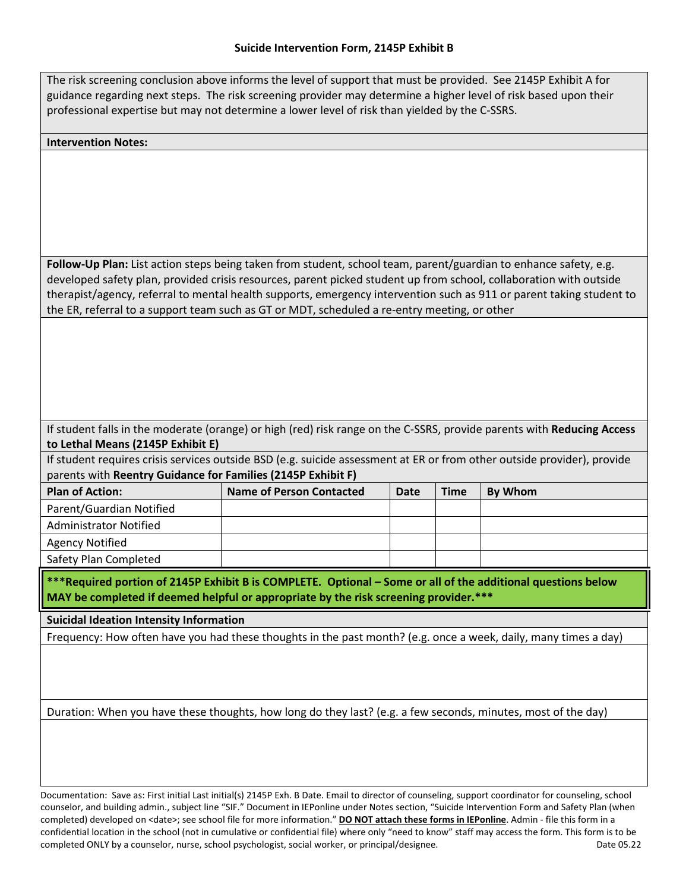### Suicide Intervention Form, 2145P Exhibit B

The risk screening conclusion above informs the level of support that must be provided. See 2145P Exhibit A for guidance regarding next steps. The risk screening provider may determine a higher level of risk based upon their professional expertise but may not determine a lower level of risk than yielded by the C-SSRS.

**Intervention Notes:**

**Follow-Up Plan:** List action steps being taken from student, school team, parent/guardian to enhance safety, e.g. developed safety plan, provided crisis resources, parent picked student up from school, collaboration with outside therapist/agency, referral to mental health supports, emergency intervention such as 911 or parent taking student to the ER, referral to a support team such as GT or MDT, scheduled a re-entry meeting, or other

If student falls in the moderate (orange) or high (red) risk range on the C-SSRS, provide parents with **Reducing Access to Lethal Means (2145P Exhibit E)**

If student requires crisis services outside BSD (e.g. suicide assessment at ER or from other outside provider), provide parents with **Reentry Guidance for Families (2145P Exhibit F)**

| **Plan of Action:** | **Name of Person Contacted** | **Date** | **Time** | **By Whom** |
|---|---|---|---|---|
| Parent/Guardian Notified | | | | |
| Administrator Notified | | | | |
| Agency Notified | | | | |
| Safety Plan Completed | | | | |

**\*\*\*Required portion of 2145P Exhibit B is COMPLETE. Optional – Some or all of the additional questions below MAY be completed if deemed helpful or appropriate by the risk screening provider.\*\*\***

**Suicidal Ideation Intensity Information**

Frequency: How often have you had these thoughts in the past month? (e.g. once a week, daily, many times a day)

Duration: When you have these thoughts, how long do they last? (e.g. a few seconds, minutes, most of the day)

Documentation: Save as: First initial Last initial(s) 2145P Exh. B Date. Email to director of counseling, support coordinator for counseling, school counselor, and building admin., subject line "SIF." Document in IEPonline under Notes section, "Suicide Intervention Form and Safety Plan (when completed) developed on <date>; see school file for more information." **DO NOT attach these forms in IEPonline**. Admin - file this form in a confidential location in the school (not in cumulative or confidential file) where only "need to know" staff may access the form. This form is to be completed ONLY by a counselor, nurse, school psychologist, social worker, or principal/designee. Date 05.22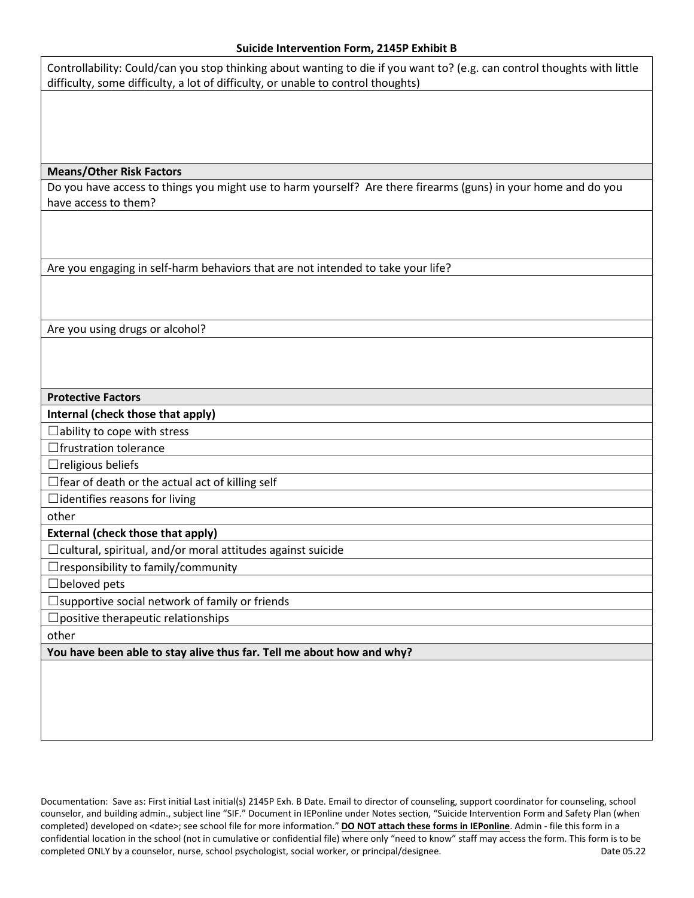**Suicide Intervention Form, 2145P Exhibit B**

Controllability: Could/can you stop thinking about wanting to die if you want to? (e.g. can control thoughts with little difficulty, some difficulty, a lot of difficulty, or unable to control thoughts)

**Means/Other Risk Factors**

Do you have access to things you might use to harm yourself? Are there firearms (guns) in your home and do you have access to them?

Are you engaging in self-harm behaviors that are not intended to take your life?

Are you using drugs or alcohol?

**Protective Factors**

**Internal (check those that apply)**

- ☐ability to cope with stress
- ☐frustration tolerance
- ☐religious beliefs
- ☐fear of death or the actual act of killing self
- ☐identifies reasons for living

other

**External (check those that apply)**

- ☐cultural, spiritual, and/or moral attitudes against suicide
- ☐responsibility to family/community
- ☐beloved pets
- ☐supportive social network of family or friends
- ☐positive therapeutic relationships

other

**You have been able to stay alive thus far. Tell me about how and why?**

Documentation: Save as: First initial Last initial(s) 2145P Exh. B Date. Email to director of counseling, support coordinator for counseling, school counselor, and building admin., subject line "SIF." Document in IEPonline under Notes section, "Suicide Intervention Form and Safety Plan (when completed) developed on <date>; see school file for more information." **DO NOT attach these forms in IEPonline**. Admin - file this form in a confidential location in the school (not in cumulative or confidential file) where only "need to know" staff may access the form. This form is to be completed ONLY by a counselor, nurse, school psychologist, social worker, or principal/designee. Date 05.22